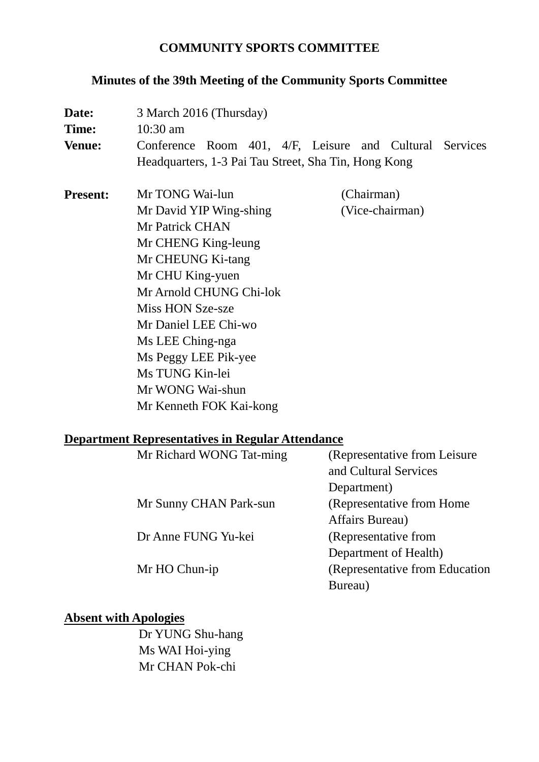# COMMUNITY SPORTS COMMITTEE

## Minutes of the 39th Meeting of the Community Sports Committee

**Date:** 3 March 2016 (Thursday)

**Time:** 10:30 am

**Venue:** Conference Room 401, 4/F, Leisure and Cultural Services Headquarters, 1-3 Pai Tau Street, Sha Tin, Hong Kong

**Present:**

| | |
|---|---|
| Mr TONG Wai-lun | (Chairman) |
| Mr David YIP Wing-shing | (Vice-chairman) |
| Mr Patrick CHAN | |
| Mr CHENG King-leung | |
| Mr CHEUNG Ki-tang | |
| Mr CHU King-yuen | |
| Mr Arnold CHUNG Chi-lok | |
| Miss HON Sze-sze | |
| Mr Daniel LEE Chi-wo | |
| Ms LEE Ching-nga | |
| Ms Peggy LEE Pik-yee | |
| Ms TUNG Kin-lei | |
| Mr WONG Wai-shun | |
| Mr Kenneth FOK Kai-kong | |

**Department Representatives in Regular Attendance**

| | |
|---|---|
| Mr Richard WONG Tat-ming | (Representative from Leisure and Cultural Services Department) |
| Mr Sunny CHAN Park-sun | (Representative from Home Affairs Bureau) |
| Dr Anne FUNG Yu-kei | (Representative from Department of Health) |
| Mr HO Chun-ip | (Representative from Education Bureau) |

**Absent with Apologies**

Dr YUNG Shu-hang
Ms WAI Hoi-ying
Mr CHAN Pok-chi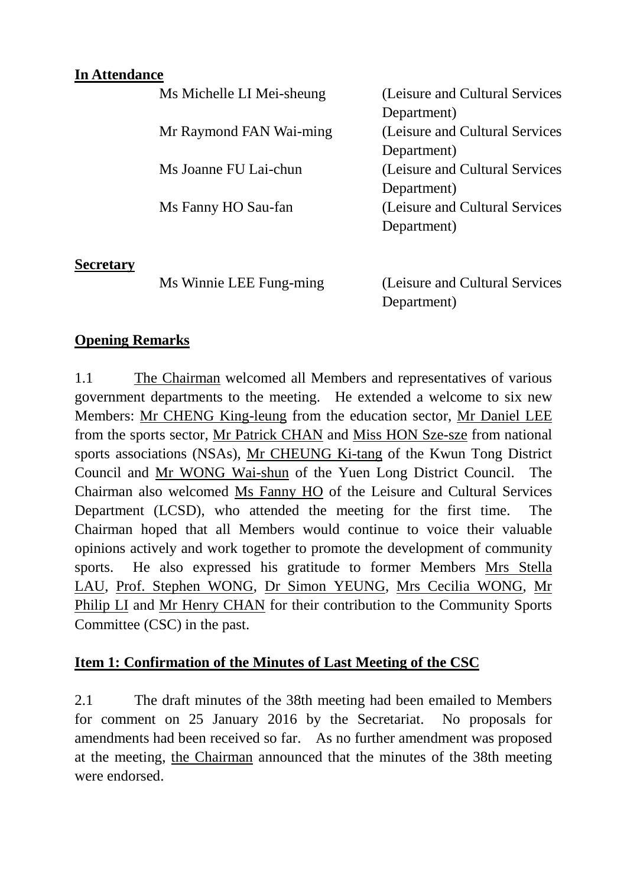**In Attendance**

| | |
|---|---|
| Ms Michelle LI Mei-sheung | (Leisure and Cultural Services Department) |
| Mr Raymond FAN Wai-ming | (Leisure and Cultural Services Department) |
| Ms Joanne FU Lai-chun | (Leisure and Cultural Services Department) |
| Ms Fanny HO Sau-fan | (Leisure and Cultural Services Department) |

**Secretary**

| | |
|---|---|
| Ms Winnie LEE Fung-ming | (Leisure and Cultural Services Department) |

**Opening Remarks**

1.1 The Chairman welcomed all Members and representatives of various government departments to the meeting. He extended a welcome to six new Members: Mr CHENG King-leung from the education sector, Mr Daniel LEE from the sports sector, Mr Patrick CHAN and Miss HON Sze-sze from national sports associations (NSAs), Mr CHEUNG Ki-tang of the Kwun Tong District Council and Mr WONG Wai-shun of the Yuen Long District Council. The Chairman also welcomed Ms Fanny HO of the Leisure and Cultural Services Department (LCSD), who attended the meeting for the first time. The Chairman hoped that all Members would continue to voice their valuable opinions actively and work together to promote the development of community sports. He also expressed his gratitude to former Members Mrs Stella LAU, Prof. Stephen WONG, Dr Simon YEUNG, Mrs Cecilia WONG, Mr Philip LI and Mr Henry CHAN for their contribution to the Community Sports Committee (CSC) in the past.

**Item 1: Confirmation of the Minutes of Last Meeting of the CSC**

2.1 The draft minutes of the 38th meeting had been emailed to Members for comment on 25 January 2016 by the Secretariat. No proposals for amendments had been received so far. As no further amendment was proposed at the meeting, the Chairman announced that the minutes of the 38th meeting were endorsed.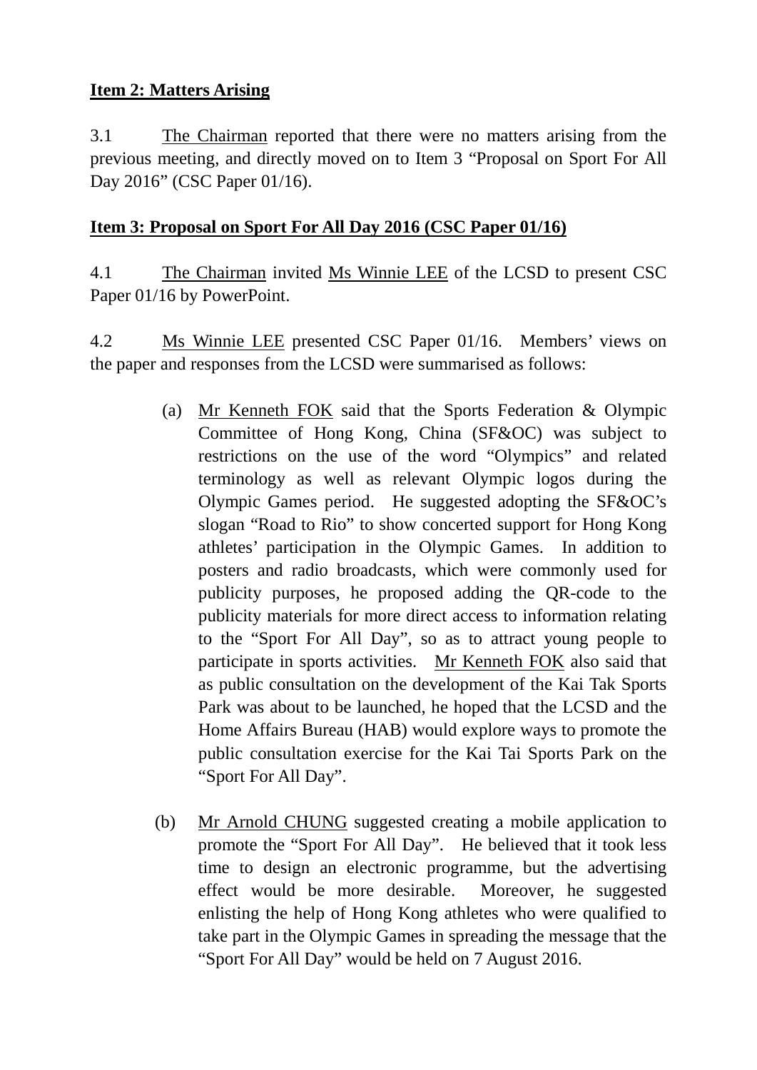**Item 2: Matters Arising**

3.1 The Chairman reported that there were no matters arising from the previous meeting, and directly moved on to Item 3 "Proposal on Sport For All Day 2016" (CSC Paper 01/16).

**Item 3: Proposal on Sport For All Day 2016 (CSC Paper 01/16)**

4.1 The Chairman invited Ms Winnie LEE of the LCSD to present CSC Paper 01/16 by PowerPoint.

4.2 Ms Winnie LEE presented CSC Paper 01/16. Members' views on the paper and responses from the LCSD were summarised as follows:

(a) Mr Kenneth FOK said that the Sports Federation & Olympic Committee of Hong Kong, China (SF&OC) was subject to restrictions on the use of the word "Olympics" and related terminology as well as relevant Olympic logos during the Olympic Games period. He suggested adopting the SF&OC's slogan "Road to Rio" to show concerted support for Hong Kong athletes' participation in the Olympic Games. In addition to posters and radio broadcasts, which were commonly used for publicity purposes, he proposed adding the QR-code to the publicity materials for more direct access to information relating to the "Sport For All Day", so as to attract young people to participate in sports activities. Mr Kenneth FOK also said that as public consultation on the development of the Kai Tak Sports Park was about to be launched, he hoped that the LCSD and the Home Affairs Bureau (HAB) would explore ways to promote the public consultation exercise for the Kai Tai Sports Park on the "Sport For All Day".

(b) Mr Arnold CHUNG suggested creating a mobile application to promote the "Sport For All Day". He believed that it took less time to design an electronic programme, but the advertising effect would be more desirable. Moreover, he suggested enlisting the help of Hong Kong athletes who were qualified to take part in the Olympic Games in spreading the message that the "Sport For All Day" would be held on 7 August 2016.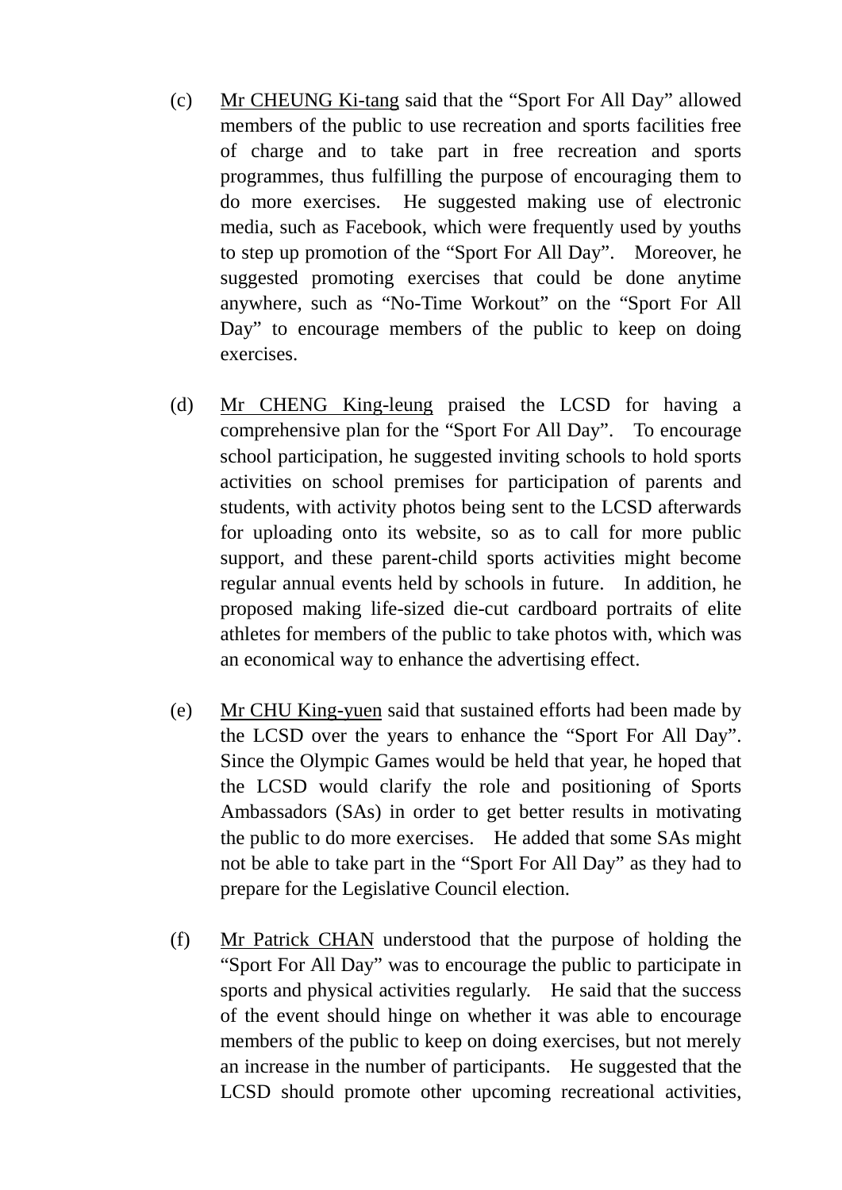(c) Mr CHEUNG Ki-tang said that the “Sport For All Day” allowed members of the public to use recreation and sports facilities free of charge and to take part in free recreation and sports programmes, thus fulfilling the purpose of encouraging them to do more exercises. He suggested making use of electronic media, such as Facebook, which were frequently used by youths to step up promotion of the “Sport For All Day”. Moreover, he suggested promoting exercises that could be done anytime anywhere, such as “No-Time Workout” on the “Sport For All Day” to encourage members of the public to keep on doing exercises.

(d) Mr CHENG King-leung praised the LCSD for having a comprehensive plan for the “Sport For All Day”. To encourage school participation, he suggested inviting schools to hold sports activities on school premises for participation of parents and students, with activity photos being sent to the LCSD afterwards for uploading onto its website, so as to call for more public support, and these parent-child sports activities might become regular annual events held by schools in future. In addition, he proposed making life-sized die-cut cardboard portraits of elite athletes for members of the public to take photos with, which was an economical way to enhance the advertising effect.

(e) Mr CHU King-yuen said that sustained efforts had been made by the LCSD over the years to enhance the “Sport For All Day”. Since the Olympic Games would be held that year, he hoped that the LCSD would clarify the role and positioning of Sports Ambassadors (SAs) in order to get better results in motivating the public to do more exercises. He added that some SAs might not be able to take part in the “Sport For All Day” as they had to prepare for the Legislative Council election.

(f) Mr Patrick CHAN understood that the purpose of holding the “Sport For All Day” was to encourage the public to participate in sports and physical activities regularly. He said that the success of the event should hinge on whether it was able to encourage members of the public to keep on doing exercises, but not merely an increase in the number of participants. He suggested that the LCSD should promote other upcoming recreational activities,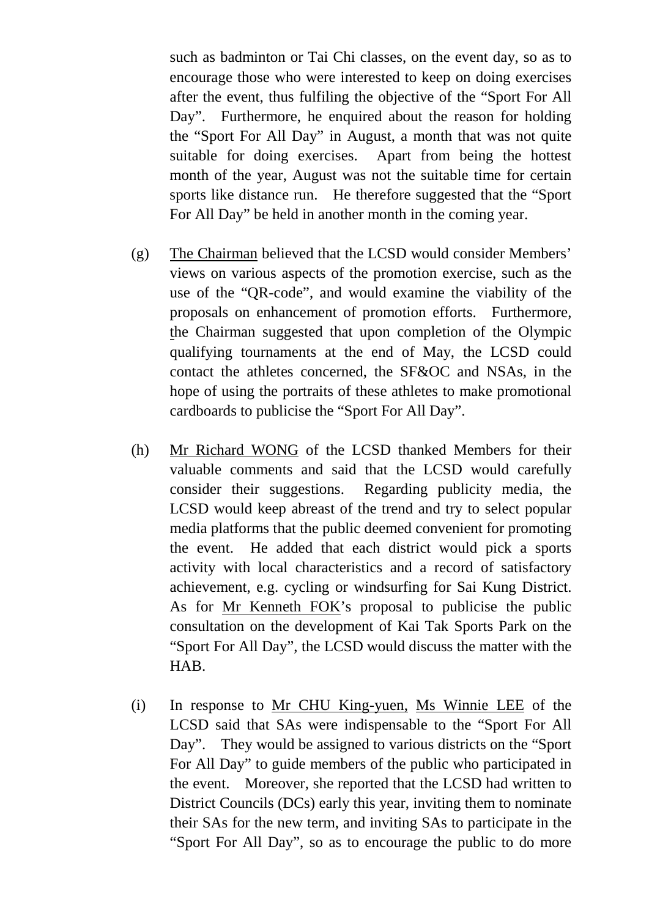such as badminton or Tai Chi classes, on the event day, so as to encourage those who were interested to keep on doing exercises after the event, thus fulfiling the objective of the "Sport For All Day". Furthermore, he enquired about the reason for holding the "Sport For All Day" in August, a month that was not quite suitable for doing exercises. Apart from being the hottest month of the year, August was not the suitable time for certain sports like distance run. He therefore suggested that the "Sport For All Day" be held in another month in the coming year.

(g) The Chairman believed that the LCSD would consider Members' views on various aspects of the promotion exercise, such as the use of the "QR-code", and would examine the viability of the proposals on enhancement of promotion efforts. Furthermore, the Chairman suggested that upon completion of the Olympic qualifying tournaments at the end of May, the LCSD could contact the athletes concerned, the SF&OC and NSAs, in the hope of using the portraits of these athletes to make promotional cardboards to publicise the "Sport For All Day".

(h) Mr Richard WONG of the LCSD thanked Members for their valuable comments and said that the LCSD would carefully consider their suggestions. Regarding publicity media, the LCSD would keep abreast of the trend and try to select popular media platforms that the public deemed convenient for promoting the event. He added that each district would pick a sports activity with local characteristics and a record of satisfactory achievement, e.g. cycling or windsurfing for Sai Kung District. As for Mr Kenneth FOK's proposal to publicise the public consultation on the development of Kai Tak Sports Park on the "Sport For All Day", the LCSD would discuss the matter with the HAB.

(i) In response to Mr CHU King-yuen, Ms Winnie LEE of the LCSD said that SAs were indispensable to the "Sport For All Day". They would be assigned to various districts on the "Sport For All Day" to guide members of the public who participated in the event. Moreover, she reported that the LCSD had written to District Councils (DCs) early this year, inviting them to nominate their SAs for the new term, and inviting SAs to participate in the "Sport For All Day", so as to encourage the public to do more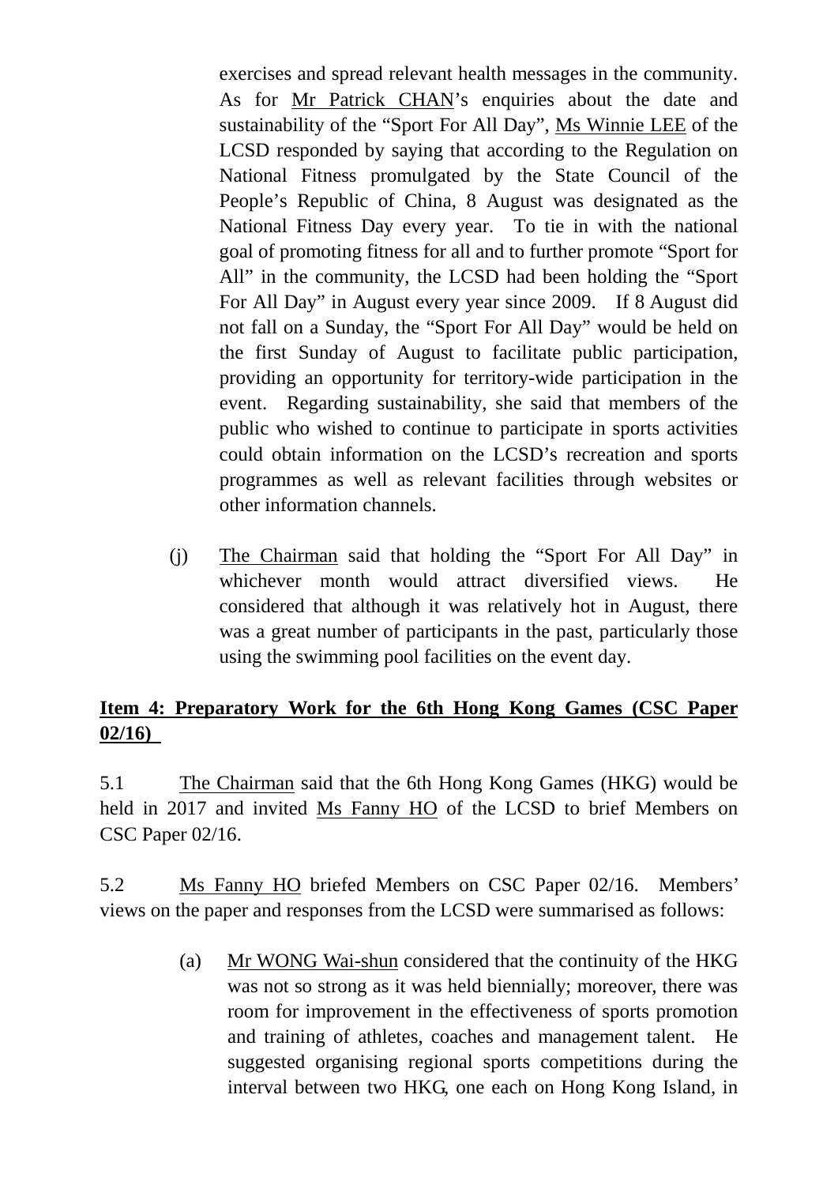exercises and spread relevant health messages in the community. As for Mr Patrick CHAN's enquiries about the date and sustainability of the "Sport For All Day", Ms Winnie LEE of the LCSD responded by saying that according to the Regulation on National Fitness promulgated by the State Council of the People's Republic of China, 8 August was designated as the National Fitness Day every year. To tie in with the national goal of promoting fitness for all and to further promote "Sport for All" in the community, the LCSD had been holding the "Sport For All Day" in August every year since 2009. If 8 August did not fall on a Sunday, the "Sport For All Day" would be held on the first Sunday of August to facilitate public participation, providing an opportunity for territory-wide participation in the event. Regarding sustainability, she said that members of the public who wished to continue to participate in sports activities could obtain information on the LCSD's recreation and sports programmes as well as relevant facilities through websites or other information channels.

(j) The Chairman said that holding the "Sport For All Day" in whichever month would attract diversified views. He considered that although it was relatively hot in August, there was a great number of participants in the past, particularly those using the swimming pool facilities on the event day.

**Item 4: Preparatory Work for the 6th Hong Kong Games (CSC Paper 02/16)**

5.1 The Chairman said that the 6th Hong Kong Games (HKG) would be held in 2017 and invited Ms Fanny HO of the LCSD to brief Members on CSC Paper 02/16.

5.2 Ms Fanny HO briefed Members on CSC Paper 02/16. Members' views on the paper and responses from the LCSD were summarised as follows:

(a) Mr WONG Wai-shun considered that the continuity of the HKG was not so strong as it was held biennially; moreover, there was room for improvement in the effectiveness of sports promotion and training of athletes, coaches and management talent. He suggested organising regional sports competitions during the interval between two HKG, one each on Hong Kong Island, in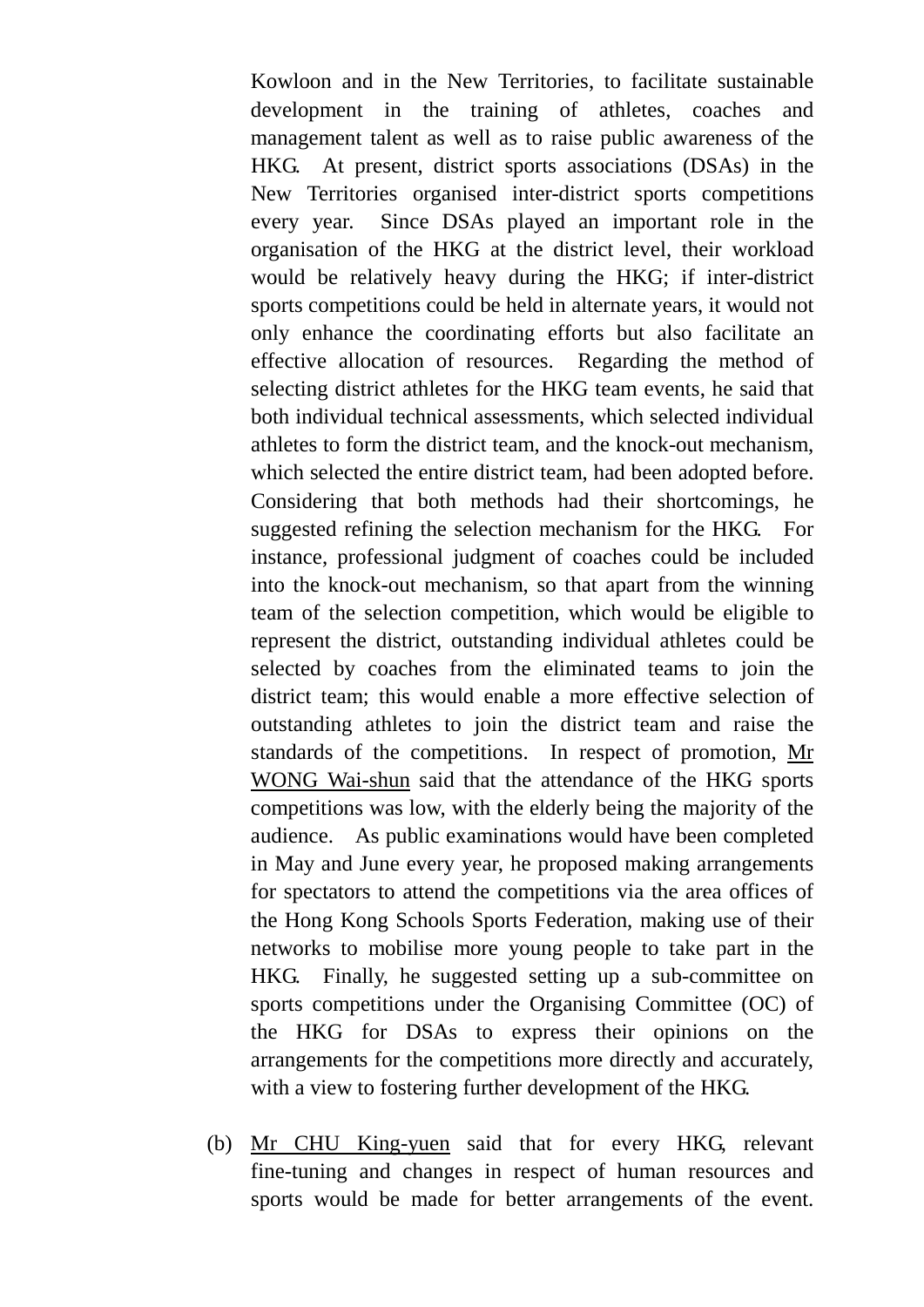Kowloon and in the New Territories, to facilitate sustainable development in the training of athletes, coaches and management talent as well as to raise public awareness of the HKG. At present, district sports associations (DSAs) in the New Territories organised inter-district sports competitions every year. Since DSAs played an important role in the organisation of the HKG at the district level, their workload would be relatively heavy during the HKG; if inter-district sports competitions could be held in alternate years, it would not only enhance the coordinating efforts but also facilitate an effective allocation of resources. Regarding the method of selecting district athletes for the HKG team events, he said that both individual technical assessments, which selected individual athletes to form the district team, and the knock-out mechanism, which selected the entire district team, had been adopted before. Considering that both methods had their shortcomings, he suggested refining the selection mechanism for the HKG. For instance, professional judgment of coaches could be included into the knock-out mechanism, so that apart from the winning team of the selection competition, which would be eligible to represent the district, outstanding individual athletes could be selected by coaches from the eliminated teams to join the district team; this would enable a more effective selection of outstanding athletes to join the district team and raise the standards of the competitions. In respect of promotion, Mr WONG Wai-shun said that the attendance of the HKG sports competitions was low, with the elderly being the majority of the audience. As public examinations would have been completed in May and June every year, he proposed making arrangements for spectators to attend the competitions via the area offices of the Hong Kong Schools Sports Federation, making use of their networks to mobilise more young people to take part in the HKG. Finally, he suggested setting up a sub-committee on sports competitions under the Organising Committee (OC) of the HKG for DSAs to express their opinions on the arrangements for the competitions more directly and accurately, with a view to fostering further development of the HKG.

(b) Mr CHU King-yuen said that for every HKG, relevant fine-tuning and changes in respect of human resources and sports would be made for better arrangements of the event.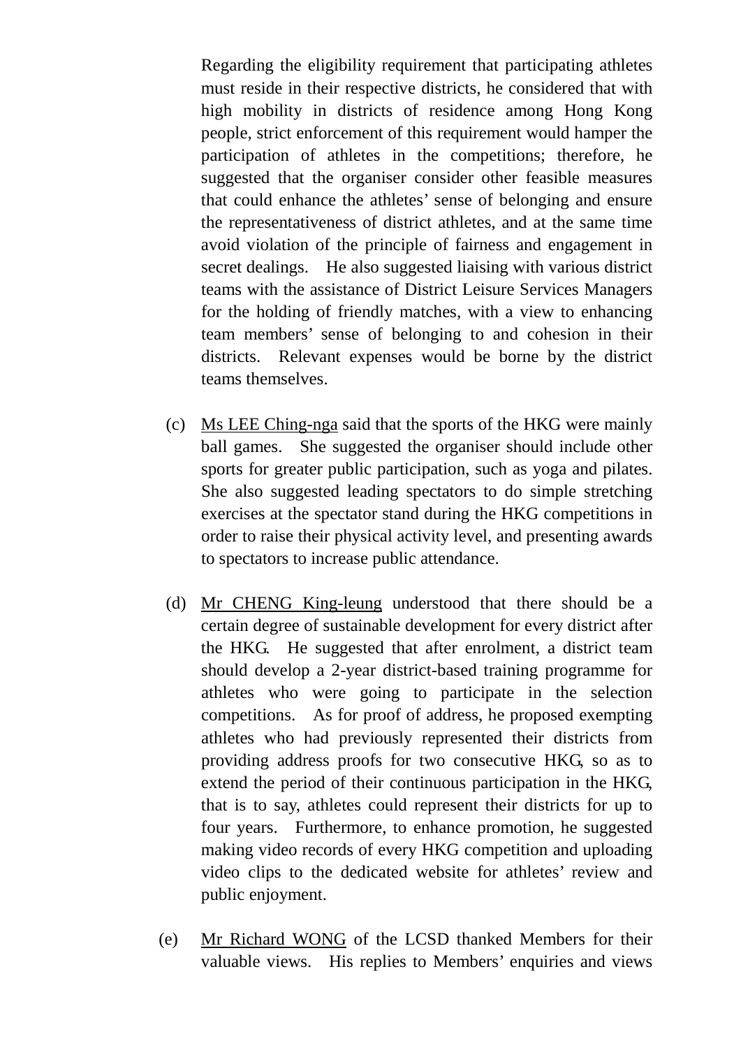Regarding the eligibility requirement that participating athletes must reside in their respective districts, he considered that with high mobility in districts of residence among Hong Kong people, strict enforcement of this requirement would hamper the participation of athletes in the competitions; therefore, he suggested that the organiser consider other feasible measures that could enhance the athletes' sense of belonging and ensure the representativeness of district athletes, and at the same time avoid violation of the principle of fairness and engagement in secret dealings. He also suggested liaising with various district teams with the assistance of District Leisure Services Managers for the holding of friendly matches, with a view to enhancing team members' sense of belonging to and cohesion in their districts. Relevant expenses would be borne by the district teams themselves.

(c) Ms LEE Ching-nga said that the sports of the HKG were mainly ball games. She suggested the organiser should include other sports for greater public participation, such as yoga and pilates. She also suggested leading spectators to do simple stretching exercises at the spectator stand during the HKG competitions in order to raise their physical activity level, and presenting awards to spectators to increase public attendance.

(d) Mr CHENG King-leung understood that there should be a certain degree of sustainable development for every district after the HKG. He suggested that after enrolment, a district team should develop a 2-year district-based training programme for athletes who were going to participate in the selection competitions. As for proof of address, he proposed exempting athletes who had previously represented their districts from providing address proofs for two consecutive HKG, so as to extend the period of their continuous participation in the HKG, that is to say, athletes could represent their districts for up to four years. Furthermore, to enhance promotion, he suggested making video records of every HKG competition and uploading video clips to the dedicated website for athletes' review and public enjoyment.

(e) Mr Richard WONG of the LCSD thanked Members for their valuable views. His replies to Members' enquiries and views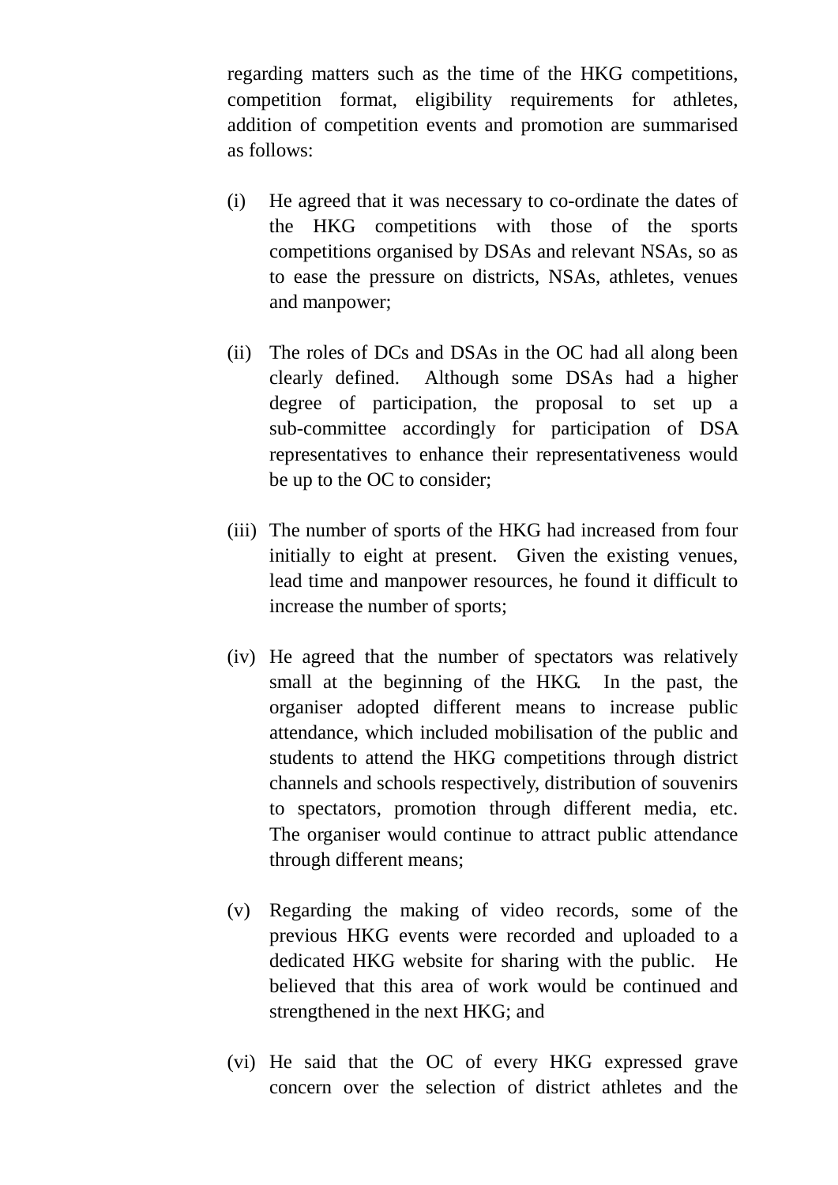regarding matters such as the time of the HKG competitions, competition format, eligibility requirements for athletes, addition of competition events and promotion are summarised as follows:

(i) He agreed that it was necessary to co-ordinate the dates of the HKG competitions with those of the sports competitions organised by DSAs and relevant NSAs, so as to ease the pressure on districts, NSAs, athletes, venues and manpower;

(ii) The roles of DCs and DSAs in the OC had all along been clearly defined. Although some DSAs had a higher degree of participation, the proposal to set up a sub-committee accordingly for participation of DSA representatives to enhance their representativeness would be up to the OC to consider;

(iii) The number of sports of the HKG had increased from four initially to eight at present. Given the existing venues, lead time and manpower resources, he found it difficult to increase the number of sports;

(iv) He agreed that the number of spectators was relatively small at the beginning of the HKG. In the past, the organiser adopted different means to increase public attendance, which included mobilisation of the public and students to attend the HKG competitions through district channels and schools respectively, distribution of souvenirs to spectators, promotion through different media, etc. The organiser would continue to attract public attendance through different means;

(v) Regarding the making of video records, some of the previous HKG events were recorded and uploaded to a dedicated HKG website for sharing with the public. He believed that this area of work would be continued and strengthened in the next HKG; and

(vi) He said that the OC of every HKG expressed grave concern over the selection of district athletes and the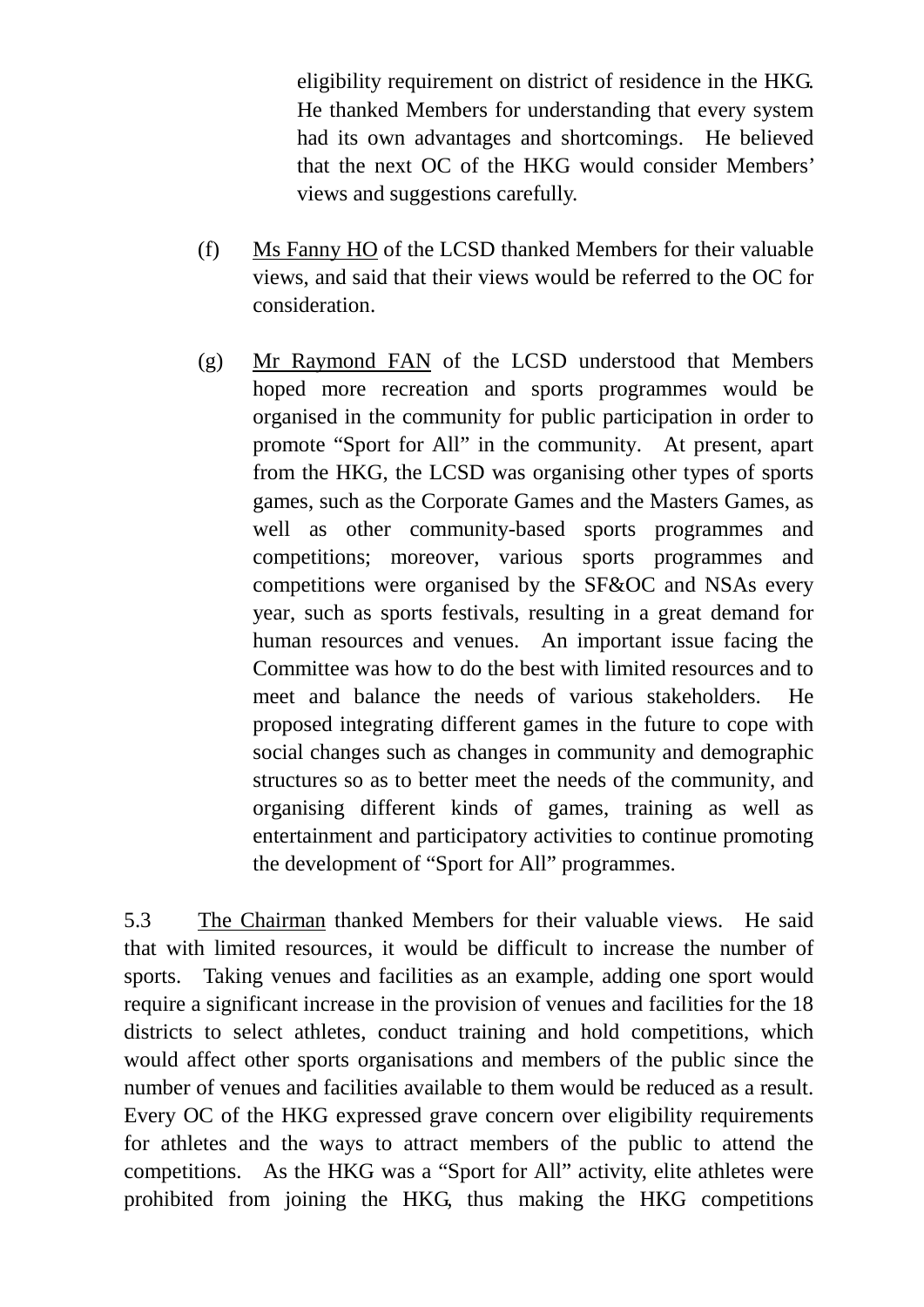eligibility requirement on district of residence in the HKG. He thanked Members for understanding that every system had its own advantages and shortcomings. He believed that the next OC of the HKG would consider Members' views and suggestions carefully.

(f) Ms Fanny HO of the LCSD thanked Members for their valuable views, and said that their views would be referred to the OC for consideration.

(g) Mr Raymond FAN of the LCSD understood that Members hoped more recreation and sports programmes would be organised in the community for public participation in order to promote "Sport for All" in the community. At present, apart from the HKG, the LCSD was organising other types of sports games, such as the Corporate Games and the Masters Games, as well as other community-based sports programmes and competitions; moreover, various sports programmes and competitions were organised by the SF&OC and NSAs every year, such as sports festivals, resulting in a great demand for human resources and venues. An important issue facing the Committee was how to do the best with limited resources and to meet and balance the needs of various stakeholders. He proposed integrating different games in the future to cope with social changes such as changes in community and demographic structures so as to better meet the needs of the community, and organising different kinds of games, training as well as entertainment and participatory activities to continue promoting the development of "Sport for All" programmes.

5.3 The Chairman thanked Members for their valuable views. He said that with limited resources, it would be difficult to increase the number of sports. Taking venues and facilities as an example, adding one sport would require a significant increase in the provision of venues and facilities for the 18 districts to select athletes, conduct training and hold competitions, which would affect other sports organisations and members of the public since the number of venues and facilities available to them would be reduced as a result. Every OC of the HKG expressed grave concern over eligibility requirements for athletes and the ways to attract members of the public to attend the competitions. As the HKG was a "Sport for All" activity, elite athletes were prohibited from joining the HKG, thus making the HKG competitions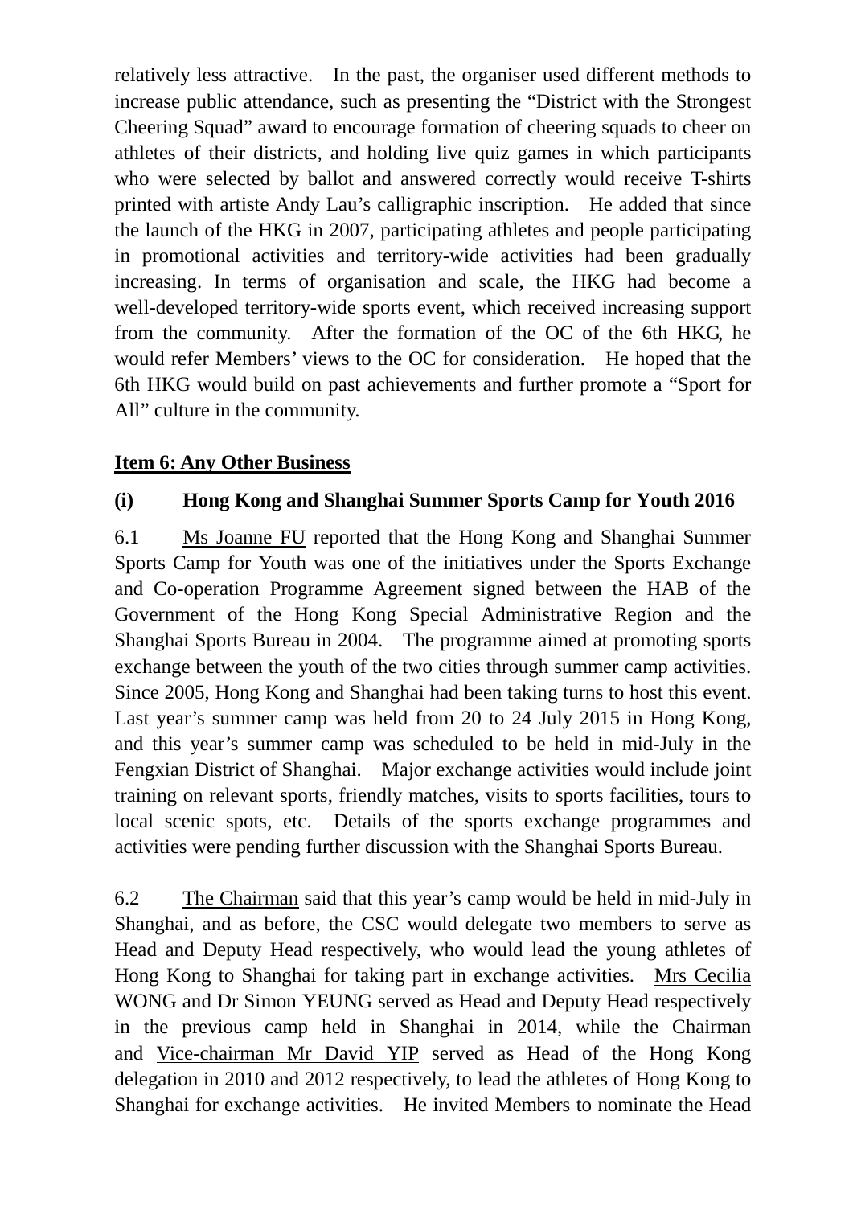relatively less attractive. In the past, the organiser used different methods to increase public attendance, such as presenting the "District with the Strongest Cheering Squad" award to encourage formation of cheering squads to cheer on athletes of their districts, and holding live quiz games in which participants who were selected by ballot and answered correctly would receive T-shirts printed with artiste Andy Lau's calligraphic inscription. He added that since the launch of the HKG in 2007, participating athletes and people participating in promotional activities and territory-wide activities had been gradually increasing. In terms of organisation and scale, the HKG had become a well-developed territory-wide sports event, which received increasing support from the community. After the formation of the OC of the 6th HKG, he would refer Members' views to the OC for consideration. He hoped that the 6th HKG would build on past achievements and further promote a "Sport for All" culture in the community.

**Item 6: Any Other Business**

**(i) Hong Kong and Shanghai Summer Sports Camp for Youth 2016**

6.1 Ms Joanne FU reported that the Hong Kong and Shanghai Summer Sports Camp for Youth was one of the initiatives under the Sports Exchange and Co-operation Programme Agreement signed between the HAB of the Government of the Hong Kong Special Administrative Region and the Shanghai Sports Bureau in 2004. The programme aimed at promoting sports exchange between the youth of the two cities through summer camp activities. Since 2005, Hong Kong and Shanghai had been taking turns to host this event. Last year's summer camp was held from 20 to 24 July 2015 in Hong Kong, and this year's summer camp was scheduled to be held in mid-July in the Fengxian District of Shanghai. Major exchange activities would include joint training on relevant sports, friendly matches, visits to sports facilities, tours to local scenic spots, etc. Details of the sports exchange programmes and activities were pending further discussion with the Shanghai Sports Bureau.

6.2 The Chairman said that this year's camp would be held in mid-July in Shanghai, and as before, the CSC would delegate two members to serve as Head and Deputy Head respectively, who would lead the young athletes of Hong Kong to Shanghai for taking part in exchange activities. Mrs Cecilia WONG and Dr Simon YEUNG served as Head and Deputy Head respectively in the previous camp held in Shanghai in 2014, while the Chairman and Vice-chairman Mr David YIP served as Head of the Hong Kong delegation in 2010 and 2012 respectively, to lead the athletes of Hong Kong to Shanghai for exchange activities. He invited Members to nominate the Head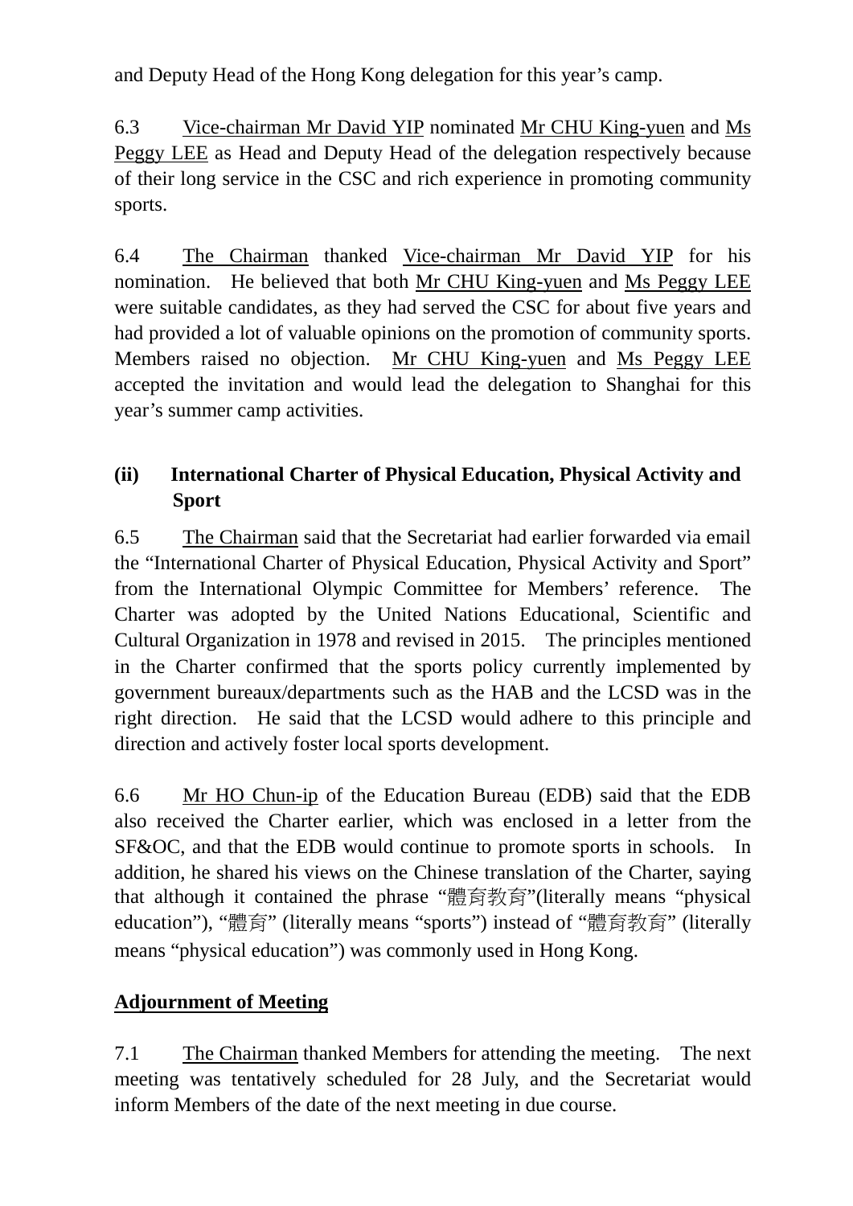and Deputy Head of the Hong Kong delegation for this year's camp.

6.3 Vice-chairman Mr David YIP nominated Mr CHU King-yuen and Ms Peggy LEE as Head and Deputy Head of the delegation respectively because of their long service in the CSC and rich experience in promoting community sports.

6.4 The Chairman thanked Vice-chairman Mr David YIP for his nomination. He believed that both Mr CHU King-yuen and Ms Peggy LEE were suitable candidates, as they had served the CSC for about five years and had provided a lot of valuable opinions on the promotion of community sports. Members raised no objection. Mr CHU King-yuen and Ms Peggy LEE accepted the invitation and would lead the delegation to Shanghai for this year's summer camp activities.

### (ii) International Charter of Physical Education, Physical Activity and Sport

6.5 The Chairman said that the Secretariat had earlier forwarded via email the "International Charter of Physical Education, Physical Activity and Sport" from the International Olympic Committee for Members' reference. The Charter was adopted by the United Nations Educational, Scientific and Cultural Organization in 1978 and revised in 2015. The principles mentioned in the Charter confirmed that the sports policy currently implemented by government bureaux/departments such as the HAB and the LCSD was in the right direction. He said that the LCSD would adhere to this principle and direction and actively foster local sports development.

6.6 Mr HO Chun-ip of the Education Bureau (EDB) said that the EDB also received the Charter earlier, which was enclosed in a letter from the SF&OC, and that the EDB would continue to promote sports in schools. In addition, he shared his views on the Chinese translation of the Charter, saying that although it contained the phrase "體育教育"(literally means "physical education"), "體育" (literally means "sports") instead of "體育教育" (literally means "physical education") was commonly used in Hong Kong.

## Adjournment of Meeting

7.1 The Chairman thanked Members for attending the meeting. The next meeting was tentatively scheduled for 28 July, and the Secretariat would inform Members of the date of the next meeting in due course.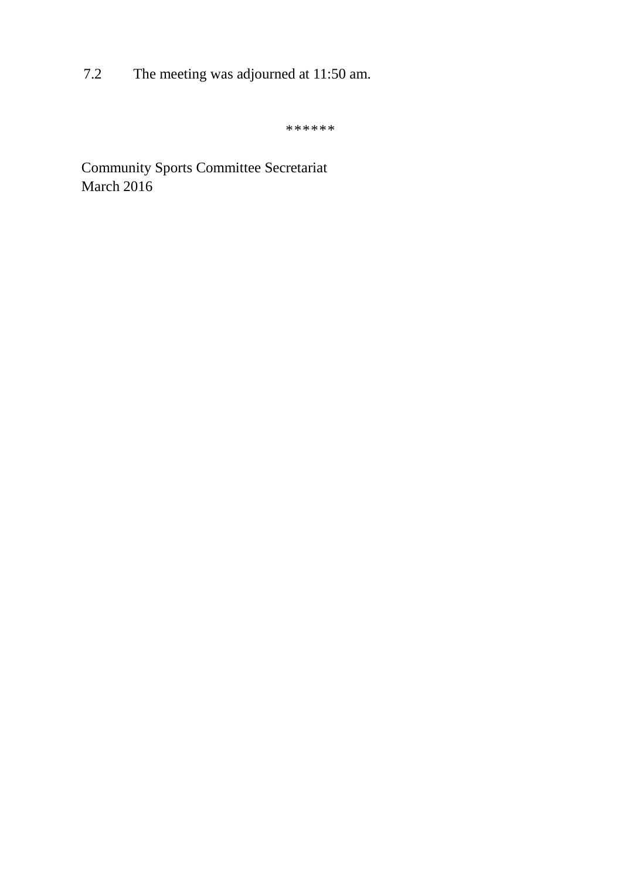7.2 The meeting was adjourned at 11:50 am.

******

Community Sports Committee Secretariat
March 2016